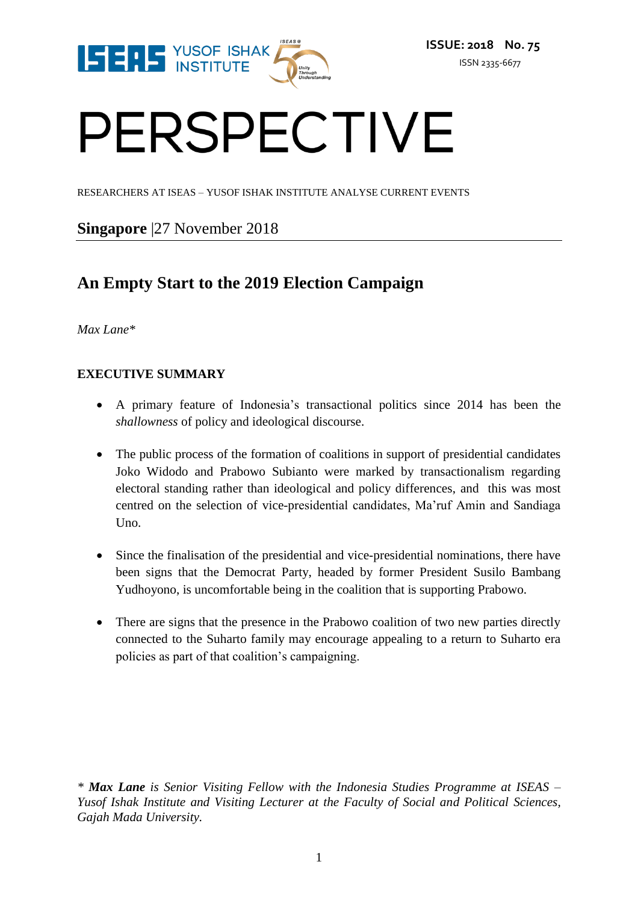ISSUE: 2018 No. 75

ISSN 2335-6677

# PERSPECTIVE

RESEARCHERS AT ISEAS – YUSOF ISHAK INSTITUTE ANALYSE CURRENT EVENTS

**Singapore** |27 November 2018

## An Empty Start to the 2019 Election Campaign

*Max Lane\**

### EXECUTIVE SUMMARY

- A primary feature of Indonesia's transactional politics since 2014 has been the *shallowness* of policy and ideological discourse.

- The public process of the formation of coalitions in support of presidential candidates Joko Widodo and Prabowo Subianto were marked by transactionalism regarding electoral standing rather than ideological and policy differences, and this was most centred on the selection of vice-presidential candidates, Ma'ruf Amin and Sandiaga Uno.

- Since the finalisation of the presidential and vice-presidential nominations, there have been signs that the Democrat Party, headed by former President Susilo Bambang Yudhoyono, is uncomfortable being in the coalition that is supporting Prabowo.

- There are signs that the presence in the Prabowo coalition of two new parties directly connected to the Suharto family may encourage appealing to a return to Suharto era policies as part of that coalition's campaigning.

*\* **Max Lane** is Senior Visiting Fellow with the Indonesia Studies Programme at ISEAS – Yusof Ishak Institute and Visiting Lecturer at the Faculty of Social and Political Sciences, Gajah Mada University.*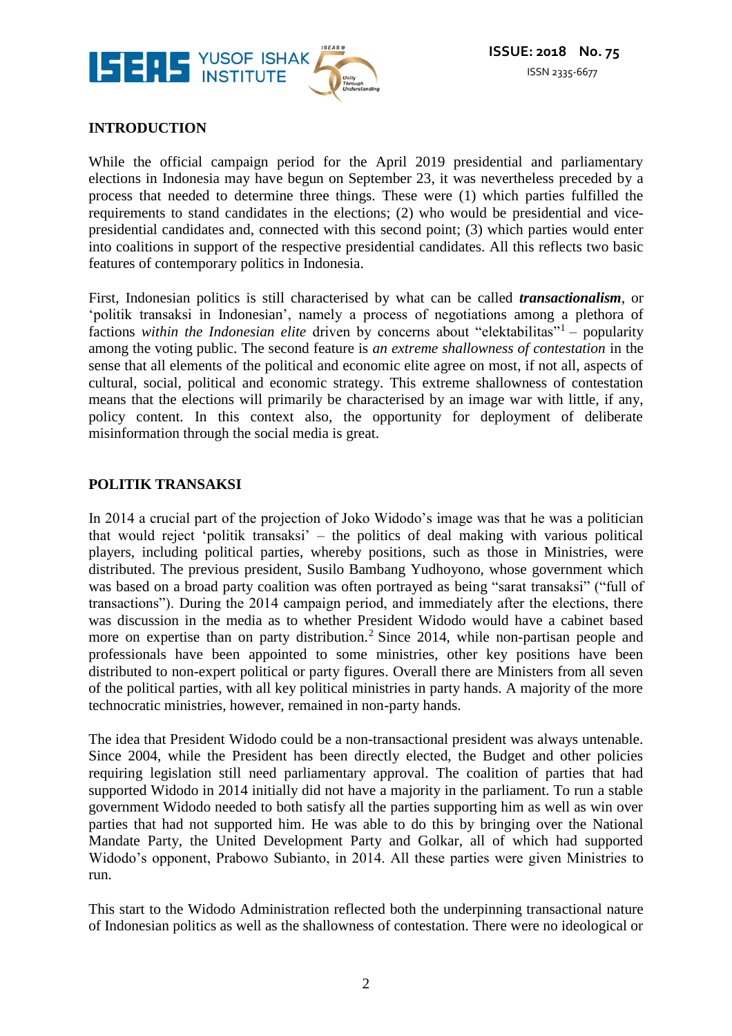## INTRODUCTION

While the official campaign period for the April 2019 presidential and parliamentary elections in Indonesia may have begun on September 23, it was nevertheless preceded by a process that needed to determine three things. These were (1) which parties fulfilled the requirements to stand candidates in the elections; (2) who would be presidential and vice-presidential candidates and, connected with this second point; (3) which parties would enter into coalitions in support of the respective presidential candidates. All this reflects two basic features of contemporary politics in Indonesia.

First, Indonesian politics is still characterised by what can be called ***transactionalism***, or 'politik transaksi' in Indonesian', namely a process of negotiations among a plethora of factions *within the Indonesian elite* driven by concerns about "elektabilitas"[1] – popularity among the voting public. The second feature is *an extreme shallowness of contestation* in the sense that all elements of the political and economic elite agree on most, if not all, aspects of cultural, social, political and economic strategy. This extreme shallowness of contestation means that the elections will primarily be characterised by an image war with little, if any, policy content. In this context also, the opportunity for deployment of deliberate misinformation through the social media is great.

## POLITIK TRANSAKSI

In 2014 a crucial part of the projection of Joko Widodo's image was that he was a politician that would reject 'politik transaksi' – the politics of deal making with various political players, including political parties, whereby positions, such as those in Ministries, were distributed. The previous president, Susilo Bambang Yudhoyono, whose government which was based on a broad party coalition was often portrayed as being "sarat transaksi" ("full of transactions"). During the 2014 campaign period, and immediately after the elections, there was discussion in the media as to whether President Widodo would have a cabinet based more on expertise than on party distribution.[2] Since 2014, while non-partisan people and professionals have been appointed to some ministries, other key positions have been distributed to non-expert political or party figures. Overall there are Ministers from all seven of the political parties, with all key political ministries in party hands. A majority of the more technocratic ministries, however, remained in non-party hands.

The idea that President Widodo could be a non-transactional president was always untenable. Since 2004, while the President has been directly elected, the Budget and other policies requiring legislation still need parliamentary approval. The coalition of parties that had supported Widodo in 2014 initially did not have a majority in the parliament. To run a stable government Widodo needed to both satisfy all the parties supporting him as well as win over parties that had not supported him. He was able to do this by bringing over the National Mandate Party, the United Development Party and Golkar, all of which had supported Widodo's opponent, Prabowo Subianto, in 2014. All these parties were given Ministries to run.

This start to the Widodo Administration reflected both the underpinning transactional nature of Indonesian politics as well as the shallowness of contestation. There were no ideological or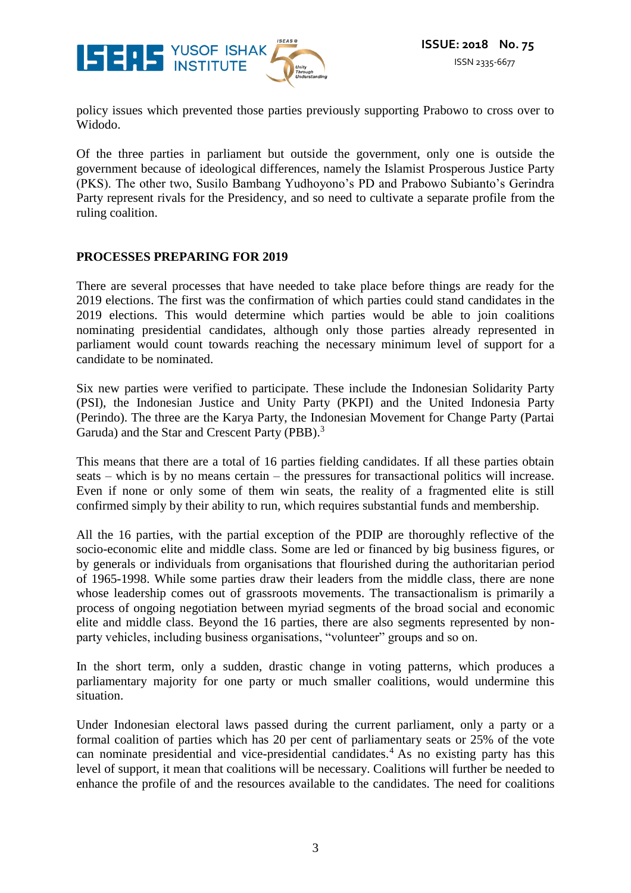policy issues which prevented those parties previously supporting Prabowo to cross over to Widodo.

Of the three parties in parliament but outside the government, only one is outside the government because of ideological differences, namely the Islamist Prosperous Justice Party (PKS). The other two, Susilo Bambang Yudhoyono's PD and Prabowo Subianto's Gerindra Party represent rivals for the Presidency, and so need to cultivate a separate profile from the ruling coalition.

## PROCESSES PREPARING FOR 2019

There are several processes that have needed to take place before things are ready for the 2019 elections. The first was the confirmation of which parties could stand candidates in the 2019 elections. This would determine which parties would be able to join coalitions nominating presidential candidates, although only those parties already represented in parliament would count towards reaching the necessary minimum level of support for a candidate to be nominated.

Six new parties were verified to participate. These include the Indonesian Solidarity Party (PSI), the Indonesian Justice and Unity Party (PKPI) and the United Indonesia Party (Perindo). The three are the Karya Party, the Indonesian Movement for Change Party (Partai Garuda) and the Star and Crescent Party (PBB).[3]

This means that there are a total of 16 parties fielding candidates. If all these parties obtain seats – which is by no means certain – the pressures for transactional politics will increase. Even if none or only some of them win seats, the reality of a fragmented elite is still confirmed simply by their ability to run, which requires substantial funds and membership.

All the 16 parties, with the partial exception of the PDIP are thoroughly reflective of the socio-economic elite and middle class. Some are led or financed by big business figures, or by generals or individuals from organisations that flourished during the authoritarian period of 1965-1998. While some parties draw their leaders from the middle class, there are none whose leadership comes out of grassroots movements. The transactionalism is primarily a process of ongoing negotiation between myriad segments of the broad social and economic elite and middle class. Beyond the 16 parties, there are also segments represented by non-party vehicles, including business organisations, "volunteer" groups and so on.

In the short term, only a sudden, drastic change in voting patterns, which produces a parliamentary majority for one party or much smaller coalitions, would undermine this situation.

Under Indonesian electoral laws passed during the current parliament, only a party or a formal coalition of parties which has 20 per cent of parliamentary seats or 25% of the vote can nominate presidential and vice-presidential candidates.[4] As no existing party has this level of support, it mean that coalitions will be necessary. Coalitions will further be needed to enhance the profile of and the resources available to the candidates. The need for coalitions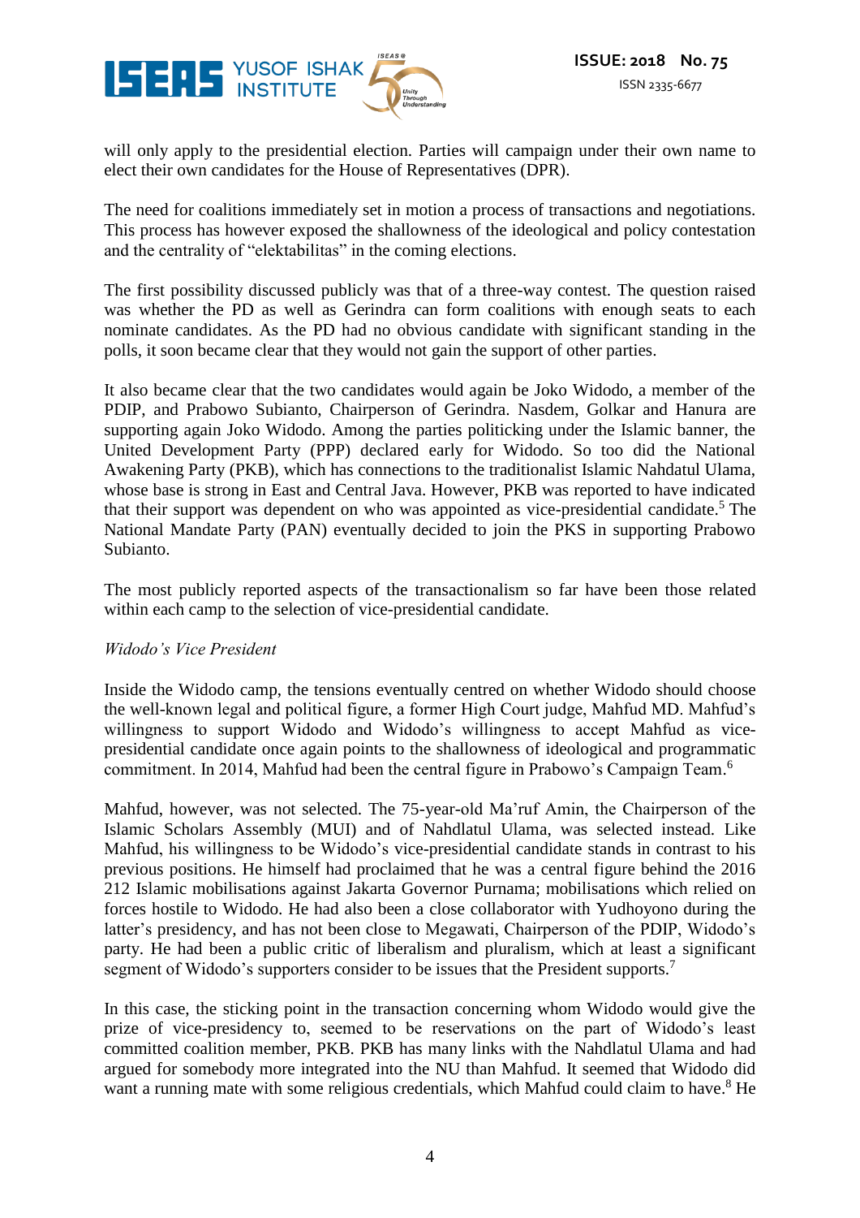will only apply to the presidential election. Parties will campaign under their own name to elect their own candidates for the House of Representatives (DPR).

The need for coalitions immediately set in motion a process of transactions and negotiations. This process has however exposed the shallowness of the ideological and policy contestation and the centrality of "elektabilitas" in the coming elections.

The first possibility discussed publicly was that of a three-way contest. The question raised was whether the PD as well as Gerindra can form coalitions with enough seats to each nominate candidates. As the PD had no obvious candidate with significant standing in the polls, it soon became clear that they would not gain the support of other parties.

It also became clear that the two candidates would again be Joko Widodo, a member of the PDIP, and Prabowo Subianto, Chairperson of Gerindra. Nasdem, Golkar and Hanura are supporting again Joko Widodo. Among the parties politicking under the Islamic banner, the United Development Party (PPP) declared early for Widodo. So too did the National Awakening Party (PKB), which has connections to the traditionalist Islamic Nahdatul Ulama, whose base is strong in East and Central Java. However, PKB was reported to have indicated that their support was dependent on who was appointed as vice-presidential candidate.[5] The National Mandate Party (PAN) eventually decided to join the PKS in supporting Prabowo Subianto.

The most publicly reported aspects of the transactionalism so far have been those related within each camp to the selection of vice-presidential candidate.

*Widodo's Vice President*

Inside the Widodo camp, the tensions eventually centred on whether Widodo should choose the well-known legal and political figure, a former High Court judge, Mahfud MD. Mahfud's willingness to support Widodo and Widodo's willingness to accept Mahfud as vice-presidential candidate once again points to the shallowness of ideological and programmatic commitment. In 2014, Mahfud had been the central figure in Prabowo's Campaign Team.[6]

Mahfud, however, was not selected. The 75-year-old Ma'ruf Amin, the Chairperson of the Islamic Scholars Assembly (MUI) and of Nahdlatul Ulama, was selected instead. Like Mahfud, his willingness to be Widodo's vice-presidential candidate stands in contrast to his previous positions. He himself had proclaimed that he was a central figure behind the 2016 212 Islamic mobilisations against Jakarta Governor Purnama; mobilisations which relied on forces hostile to Widodo. He had also been a close collaborator with Yudhoyono during the latter's presidency, and has not been close to Megawati, Chairperson of the PDIP, Widodo's party. He had been a public critic of liberalism and pluralism, which at least a significant segment of Widodo's supporters consider to be issues that the President supports.[7]

In this case, the sticking point in the transaction concerning whom Widodo would give the prize of vice-presidency to, seemed to be reservations on the part of Widodo's least committed coalition member, PKB. PKB has many links with the Nahdlatul Ulama and had argued for somebody more integrated into the NU than Mahfud. It seemed that Widodo did want a running mate with some religious credentials, which Mahfud could claim to have.[8] He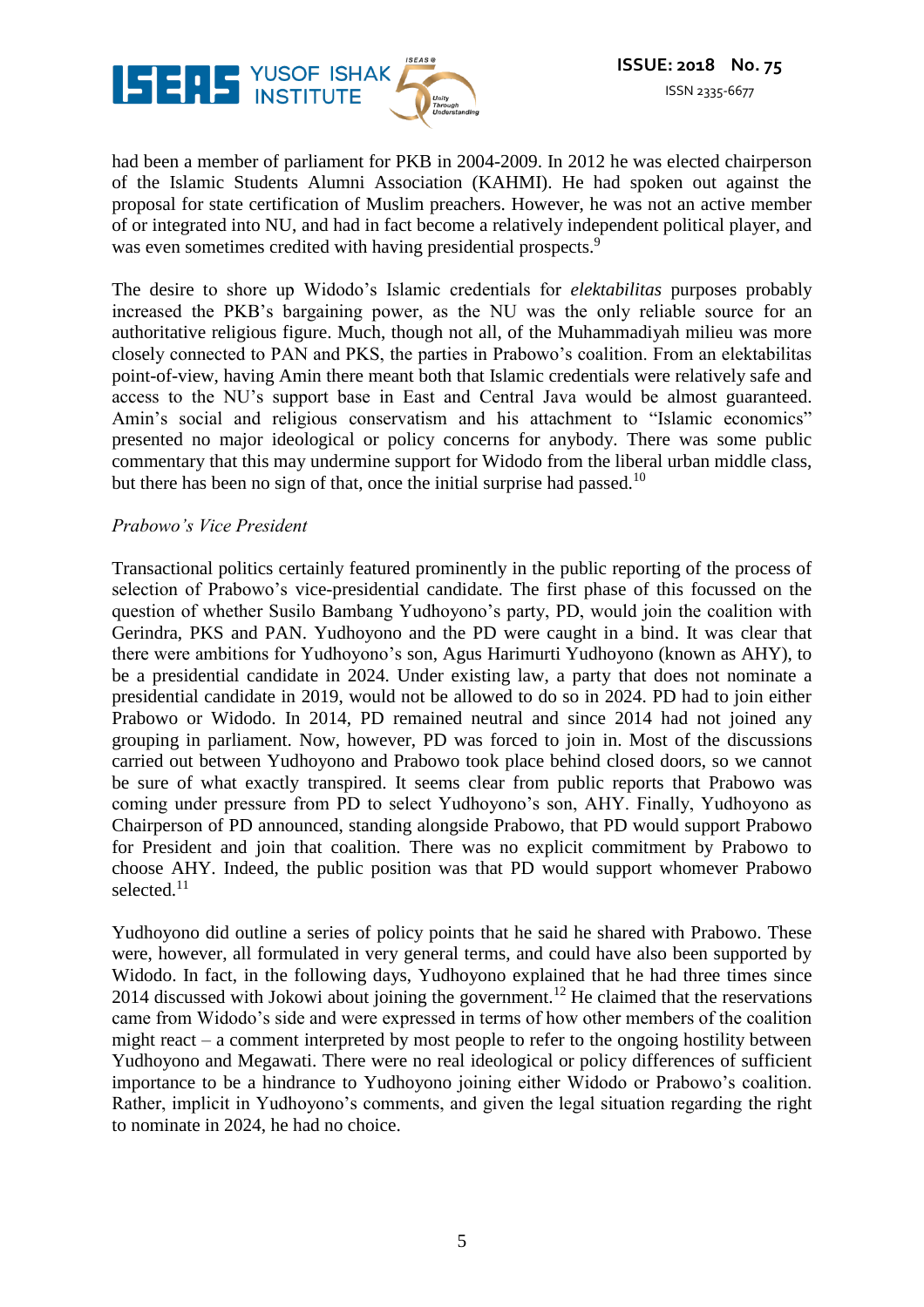had been a member of parliament for PKB in 2004-2009. In 2012 he was elected chairperson of the Islamic Students Alumni Association (KAHMI). He had spoken out against the proposal for state certification of Muslim preachers. However, he was not an active member of or integrated into NU, and had in fact become a relatively independent political player, and was even sometimes credited with having presidential prospects.[9]

The desire to shore up Widodo's Islamic credentials for *elektabilitas* purposes probably increased the PKB's bargaining power, as the NU was the only reliable source for an authoritative religious figure. Much, though not all, of the Muhammadiyah milieu was more closely connected to PAN and PKS, the parties in Prabowo's coalition. From an elektabilitas point-of-view, having Amin there meant both that Islamic credentials were relatively safe and access to the NU's support base in East and Central Java would be almost guaranteed. Amin's social and religious conservatism and his attachment to "Islamic economics" presented no major ideological or policy concerns for anybody. There was some public commentary that this may undermine support for Widodo from the liberal urban middle class, but there has been no sign of that, once the initial surprise had passed.[10]

*Prabowo's Vice President*

Transactional politics certainly featured prominently in the public reporting of the process of selection of Prabowo's vice-presidential candidate. The first phase of this focussed on the question of whether Susilo Bambang Yudhoyono's party, PD, would join the coalition with Gerindra, PKS and PAN. Yudhoyono and the PD were caught in a bind. It was clear that there were ambitions for Yudhoyono's son, Agus Harimurti Yudhoyono (known as AHY), to be a presidential candidate in 2024. Under existing law, a party that does not nominate a presidential candidate in 2019, would not be allowed to do so in 2024. PD had to join either Prabowo or Widodo. In 2014, PD remained neutral and since 2014 had not joined any grouping in parliament. Now, however, PD was forced to join in. Most of the discussions carried out between Yudhoyono and Prabowo took place behind closed doors, so we cannot be sure of what exactly transpired. It seems clear from public reports that Prabowo was coming under pressure from PD to select Yudhoyono's son, AHY. Finally, Yudhoyono as Chairperson of PD announced, standing alongside Prabowo, that PD would support Prabowo for President and join that coalition. There was no explicit commitment by Prabowo to choose AHY. Indeed, the public position was that PD would support whomever Prabowo selected.[11]

Yudhoyono did outline a series of policy points that he said he shared with Prabowo. These were, however, all formulated in very general terms, and could have also been supported by Widodo. In fact, in the following days, Yudhoyono explained that he had three times since 2014 discussed with Jokowi about joining the government.[12] He claimed that the reservations came from Widodo's side and were expressed in terms of how other members of the coalition might react – a comment interpreted by most people to refer to the ongoing hostility between Yudhoyono and Megawati. There were no real ideological or policy differences of sufficient importance to be a hindrance to Yudhoyono joining either Widodo or Prabowo's coalition. Rather, implicit in Yudhoyono's comments, and given the legal situation regarding the right to nominate in 2024, he had no choice.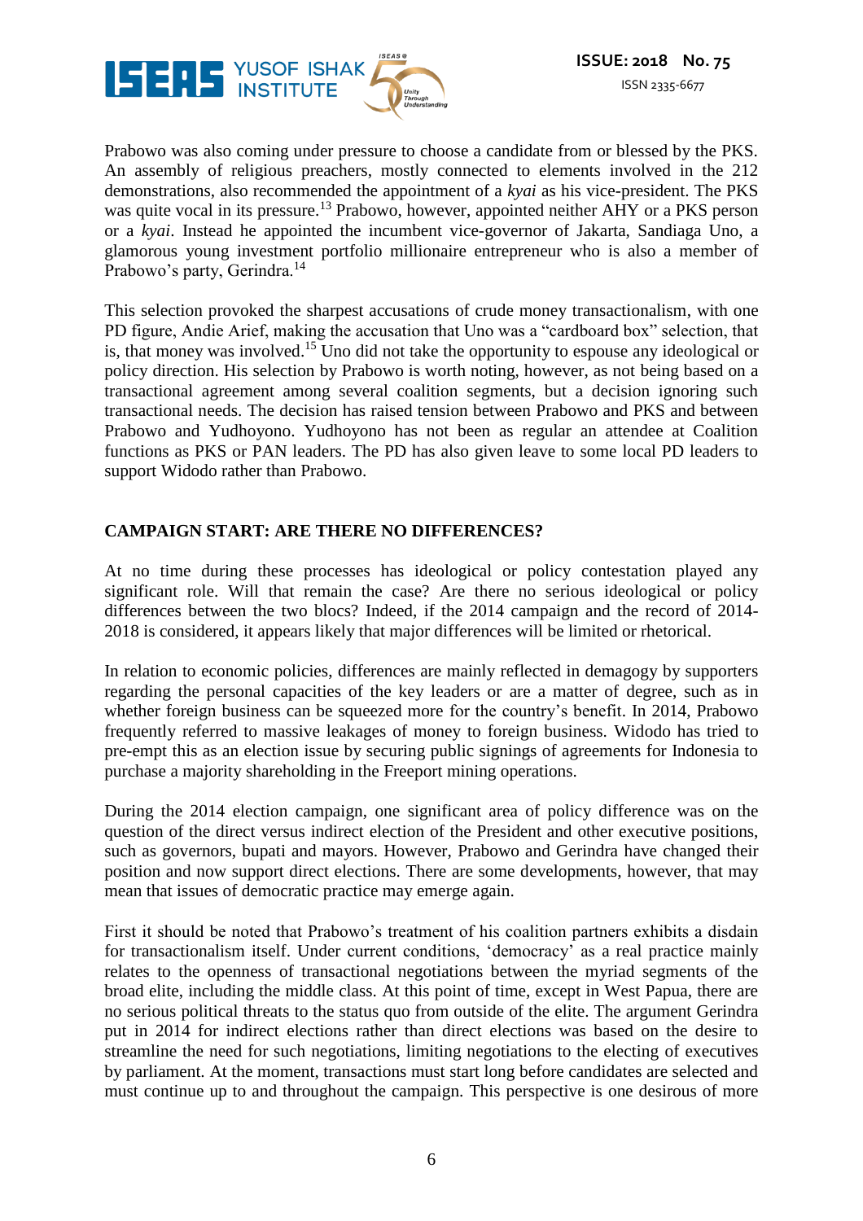Prabowo was also coming under pressure to choose a candidate from or blessed by the PKS. An assembly of religious preachers, mostly connected to elements involved in the 212 demonstrations, also recommended the appointment of a *kyai* as his vice-president. The PKS was quite vocal in its pressure.[13] Prabowo, however, appointed neither AHY or a PKS person or a *kyai*. Instead he appointed the incumbent vice-governor of Jakarta, Sandiaga Uno, a glamorous young investment portfolio millionaire entrepreneur who is also a member of Prabowo's party, Gerindra.[14]

This selection provoked the sharpest accusations of crude money transactionalism, with one PD figure, Andie Arief, making the accusation that Uno was a "cardboard box" selection, that is, that money was involved.[15] Uno did not take the opportunity to espouse any ideological or policy direction. His selection by Prabowo is worth noting, however, as not being based on a transactional agreement among several coalition segments, but a decision ignoring such transactional needs. The decision has raised tension between Prabowo and PKS and between Prabowo and Yudhoyono. Yudhoyono has not been as regular an attendee at Coalition functions as PKS or PAN leaders. The PD has also given leave to some local PD leaders to support Widodo rather than Prabowo.

## CAMPAIGN START: ARE THERE NO DIFFERENCES?

At no time during these processes has ideological or policy contestation played any significant role. Will that remain the case? Are there no serious ideological or policy differences between the two blocs? Indeed, if the 2014 campaign and the record of 2014-2018 is considered, it appears likely that major differences will be limited or rhetorical.

In relation to economic policies, differences are mainly reflected in demagogy by supporters regarding the personal capacities of the key leaders or are a matter of degree, such as in whether foreign business can be squeezed more for the country's benefit. In 2014, Prabowo frequently referred to massive leakages of money to foreign business. Widodo has tried to pre-empt this as an election issue by securing public signings of agreements for Indonesia to purchase a majority shareholding in the Freeport mining operations.

During the 2014 election campaign, one significant area of policy difference was on the question of the direct versus indirect election of the President and other executive positions, such as governors, bupati and mayors. However, Prabowo and Gerindra have changed their position and now support direct elections. There are some developments, however, that may mean that issues of democratic practice may emerge again.

First it should be noted that Prabowo's treatment of his coalition partners exhibits a disdain for transactionalism itself. Under current conditions, 'democracy' as a real practice mainly relates to the openness of transactional negotiations between the myriad segments of the broad elite, including the middle class. At this point of time, except in West Papua, there are no serious political threats to the status quo from outside of the elite. The argument Gerindra put in 2014 for indirect elections rather than direct elections was based on the desire to streamline the need for such negotiations, limiting negotiations to the electing of executives by parliament. At the moment, transactions must start long before candidates are selected and must continue up to and throughout the campaign. This perspective is one desirous of more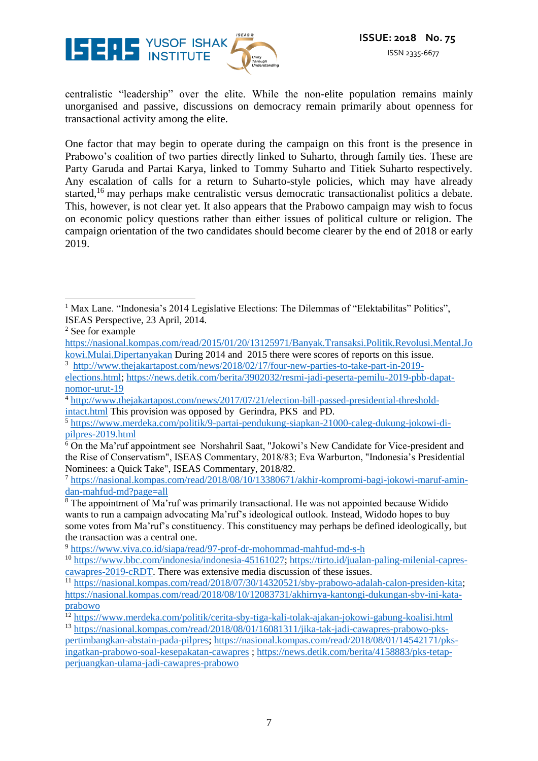centralistic "leadership" over the elite. While the non-elite population remains mainly unorganised and passive, discussions on democracy remain primarily about openness for transactional activity among the elite.

One factor that may begin to operate during the campaign on this front is the presence in Prabowo's coalition of two parties directly linked to Suharto, through family ties. These are Party Garuda and Partai Karya, linked to Tommy Suharto and Titiek Suharto respectively. Any escalation of calls for a return to Suharto-style policies, which may have already started,[16] may perhaps make centralistic versus democratic transactionalist politics a debate. This, however, is not clear yet. It also appears that the Prabowo campaign may wish to focus on economic policy questions rather than either issues of political culture or religion. The campaign orientation of the two candidates should become clearer by the end of 2018 or early 2019.

---

[1] Max Lane. "Indonesia's 2014 Legislative Elections: The Dilemmas of "Elektabilitas" Politics", ISEAS Perspective, 23 April, 2014.

[2] See for example https://nasional.kompas.com/read/2015/01/20/13125971/Banyak.Transaksi.Politik.Revolusi.Mental.Jokowi.Mulai.Dipertanyakan During 2014 and 2015 there were scores of reports on this issue.

[3] http://www.thejakartapost.com/news/2018/02/17/four-new-parties-to-take-part-in-2019-elections.html; https://news.detik.com/berita/3902032/resmi-jadi-peserta-pemilu-2019-pbb-dapat-nomor-urut-19

[4] http://www.thejakartapost.com/news/2017/07/21/election-bill-passed-presidential-threshold-intact.html This provision was opposed by Gerindra, PKS and PD.

[5] https://www.merdeka.com/politik/9-partai-pendukung-siapkan-21000-caleg-dukung-jokowi-di-pilpres-2019.html

[6] On the Ma'ruf appointment see Norshahril Saat, "Jokowi's New Candidate for Vice-president and the Rise of Conservatism", ISEAS Commentary, 2018/83; Eva Warburton, "Indonesia's Presidential Nominees: a Quick Take", ISEAS Commentary, 2018/82.

[7] https://nasional.kompas.com/read/2018/08/10/13380671/akhir-kompromi-bagi-jokowi-maruf-amin-dan-mahfud-md?page=all

[8] The appointment of Ma'ruf was primarily transactional. He was not appointed because Widido wants to run a campaign advocating Ma'ruf's ideological outlook. Instead, Widodo hopes to buy some votes from Ma'ruf's constituency. This constituency may perhaps be defined ideologically, but the transaction was a central one.

[9] https://www.viva.co.id/siapa/read/97-prof-dr-mohommad-mahfud-md-s-h

[10] https://www.bbc.com/indonesia/indonesia-45161027; https://tirto.id/jualan-paling-milenial-capres-cawapres-2019-cRDT. There was extensive media discussion of these issues.

[11] https://nasional.kompas.com/read/2018/07/30/14320521/sby-prabowo-adalah-calon-presiden-kita; https://nasional.kompas.com/read/2018/08/10/12083731/akhirnya-kantongi-dukungan-sby-ini-kata-prabowo

[12] https://www.merdeka.com/politik/cerita-sby-tiga-kali-tolak-ajakan-jokowi-gabung-koalisi.html

[13] https://nasional.kompas.com/read/2018/08/01/16081311/jika-tak-jadi-cawapres-prabowo-pks-pertimbangkan-abstain-pada-pilpres; https://nasional.kompas.com/read/2018/08/01/14542171/pks-ingatkan-prabowo-soal-kesepakatan-cawapres ; https://news.detik.com/berita/4158883/pks-tetap-perjuangkan-ulama-jadi-cawapres-prabowo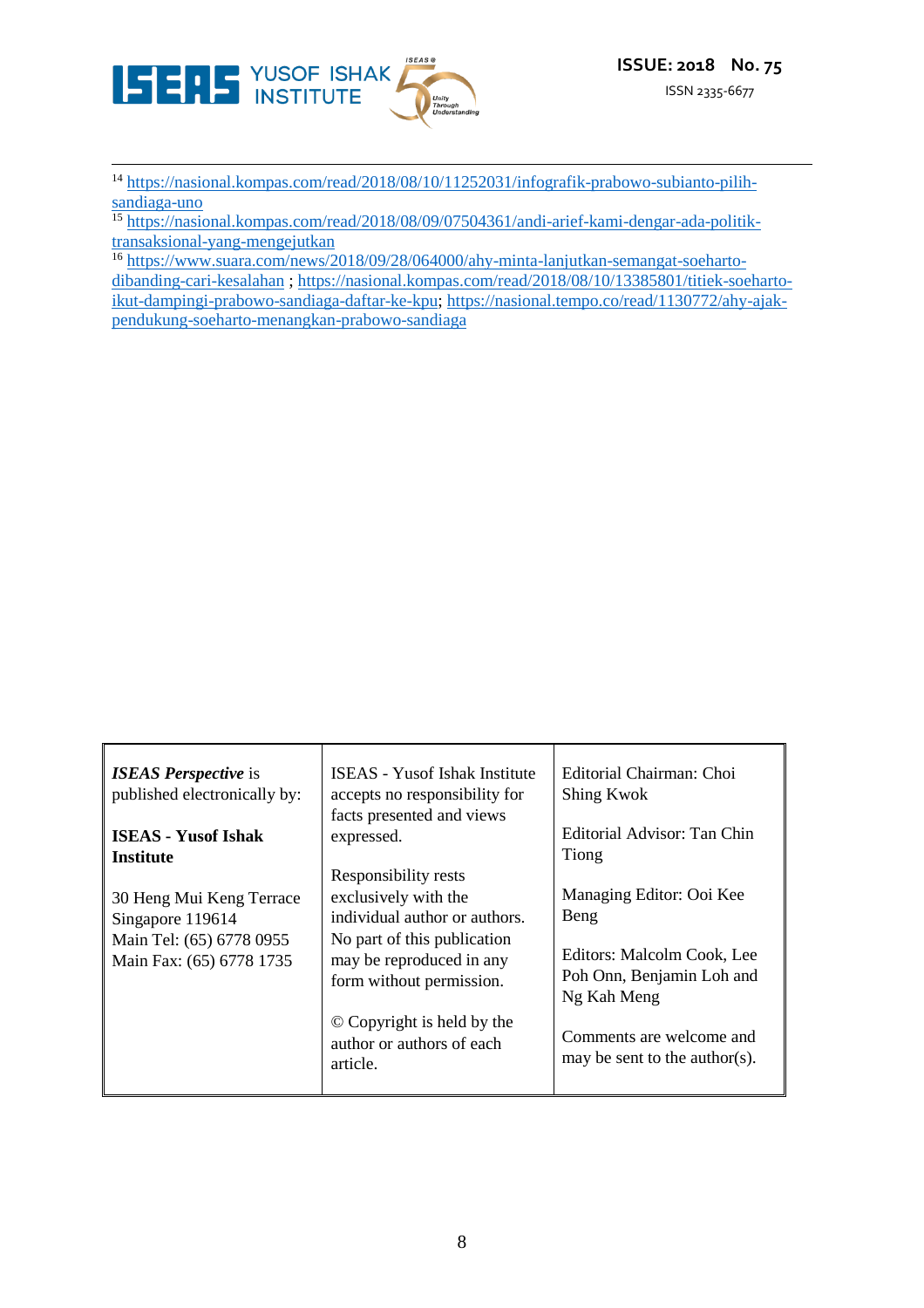[14] https://nasional.kompas.com/read/2018/08/10/11252031/infografik-prabowo-subianto-pilih-sandiaga-uno

[15] https://nasional.kompas.com/read/2018/08/09/07504361/andi-arief-kami-dengar-ada-politik-transaksional-yang-mengejutkan

[16] https://www.suara.com/news/2018/09/28/064000/ahy-minta-lanjutkan-semangat-soeharto-dibanding-cari-kesalahan ; https://nasional.kompas.com/read/2018/08/10/13385801/titiek-soeharto-ikut-dampingi-prabowo-sandiaga-daftar-ke-kpu; https://nasional.tempo.co/read/1130772/ahy-ajak-pendukung-soeharto-menangkan-prabowo-sandiaga

| | | |
|---|---|---|
| ***ISEAS Perspective*** is published electronically by:<br><br>**ISEAS - Yusof Ishak Institute**<br><br>30 Heng Mui Keng Terrace<br>Singapore 119614<br>Main Tel: (65) 6778 0955<br>Main Fax: (65) 6778 1735 | ISEAS - Yusof Ishak Institute accepts no responsibility for facts presented and views expressed.<br><br>Responsibility rests exclusively with the individual author or authors. No part of this publication may be reproduced in any form without permission.<br><br>© Copyright is held by the author or authors of each article. | Editorial Chairman: Choi Shing Kwok<br><br>Editorial Advisor: Tan Chin Tiong<br><br>Managing Editor: Ooi Kee Beng<br><br>Editors: Malcolm Cook, Lee Poh Onn, Benjamin Loh and Ng Kah Meng<br><br>Comments are welcome and may be sent to the author(s). |